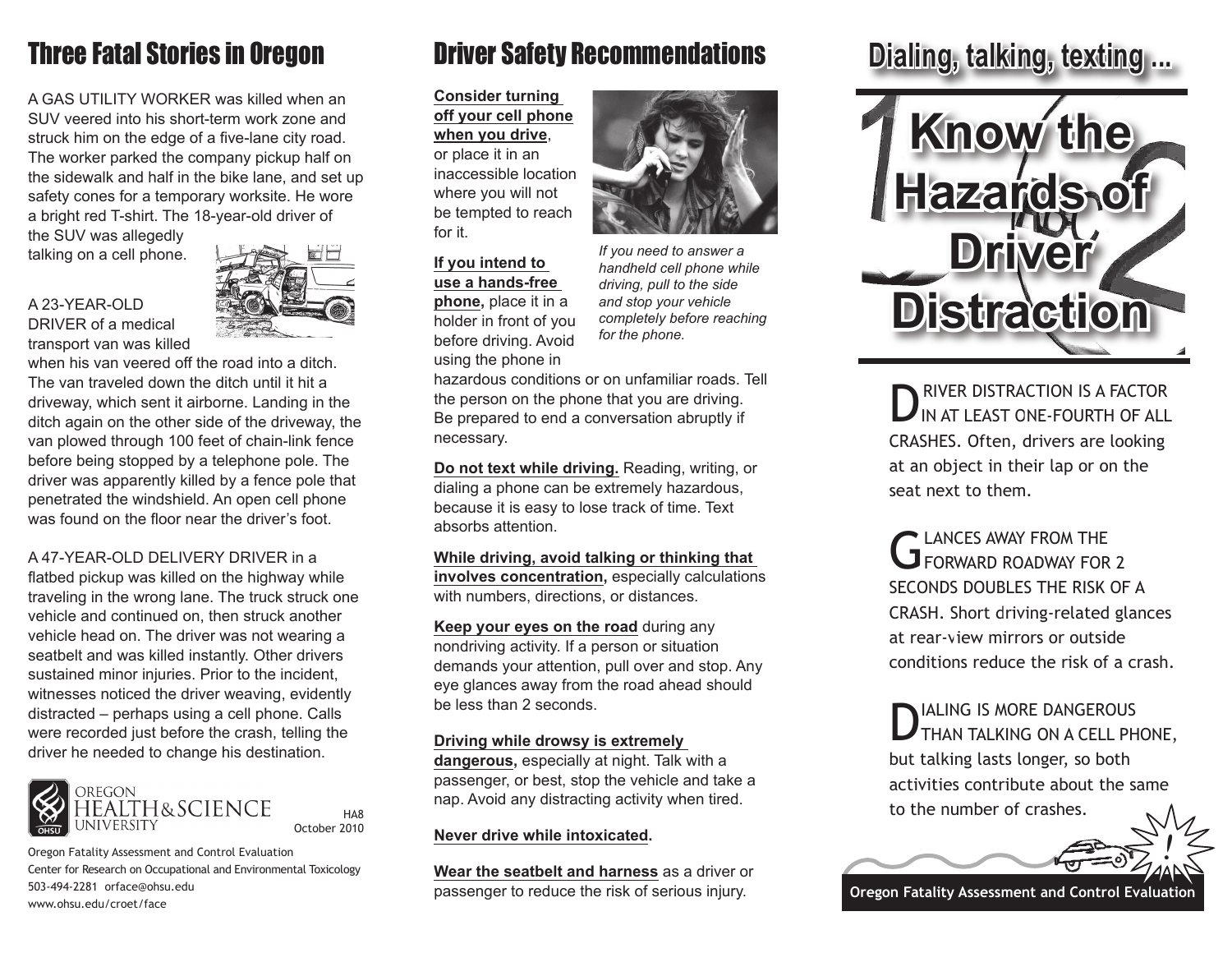## Three Fatal Stories in Oregon

A GAS UTILITY WORKER was killed when an SUV veered into his short-term work zone and struck him on the edge of a five-lane city road. The worker parked the company pickup half on the sidewalk and half in the bike lane, and set up safety cones for a temporary worksite. He wore a bright red T-shirt. The 18-year-old driver of the SUV was allegedly talking on a cell phone.

A 23-YEAR-OLD DRIVER of a medical transport van was killed when his van veered off the road into a ditch. The van traveled down the ditch until it hit a driveway, which sent it airborne. Landing in the ditch again on the other side of the driveway, the van plowed through 100 feet of chain-link fence before being stopped by a telephone pole. The driver was apparently killed by a fence pole that penetrated the windshield. An open cell phone was found on the floor near the driver's foot.

A 47-YEAR-OLD DELIVERY DRIVER in a flatbed pickup was killed on the highway while traveling in the wrong lane. The truck struck one vehicle and continued on, then struck another vehicle head on. The driver was not wearing a seatbelt and was killed instantly. Other drivers sustained minor injuries. Prior to the incident, witnesses noticed the driver weaving, evidently distracted – perhaps using a cell phone. Calls were recorded just before the crash, telling the driver he needed to change his destination.

OREGON HEALTH & SCIENCE UNIVERSITY

HA8
October 2010

Oregon Fatality Assessment and Control Evaluation
Center for Research on Occupational and Environmental Toxicology
503-494-2281 orface@ohsu.edu
www.ohsu.edu/croet/face

## Driver Safety Recommendations

**Consider turning off your cell phone when you drive**, or place it in an inaccessible location where you will not be tempted to reach for it.

*If you need to answer a handheld cell phone while driving, pull to the side and stop your vehicle completely before reaching for the phone.*

**If you intend to use a hands-free phone,** place it in a holder in front of you before driving. Avoid using the phone in hazardous conditions or on unfamiliar roads. Tell the person on the phone that you are driving. Be prepared to end a conversation abruptly if necessary.

**Do not text while driving.** Reading, writing, or dialing a phone can be extremely hazardous, because it is easy to lose track of time. Text absorbs attention.

**While driving, avoid talking or thinking that involves concentration,** especially calculations with numbers, directions, or distances.

**Keep your eyes on the road** during any nondriving activity. If a person or situation demands your attention, pull over and stop. Any eye glances away from the road ahead should be less than 2 seconds.

**Driving while drowsy is extremely dangerous,** especially at night. Talk with a passenger, or best, stop the vehicle and take a nap. Avoid any distracting activity when tired.

**Never drive while intoxicated.**

**Wear the seatbelt and harness** as a driver or passenger to reduce the risk of serious injury.

## Dialing, talking, texting ...

# Know the Hazards of Driver Distraction

DRIVER DISTRACTION IS A FACTOR IN AT LEAST ONE-FOURTH OF ALL CRASHES. Often, drivers are looking at an object in their lap or on the seat next to them.

GLANCES AWAY FROM THE FORWARD ROADWAY FOR 2 SECONDS DOUBLES THE RISK OF A CRASH. Short driving-related glances at rear-view mirrors or outside conditions reduce the risk of a crash.

DIALING IS MORE DANGEROUS THAN TALKING ON A CELL PHONE, but talking lasts longer, so both activities contribute about the same to the number of crashes.

**Oregon Fatality Assessment and Control Evaluation**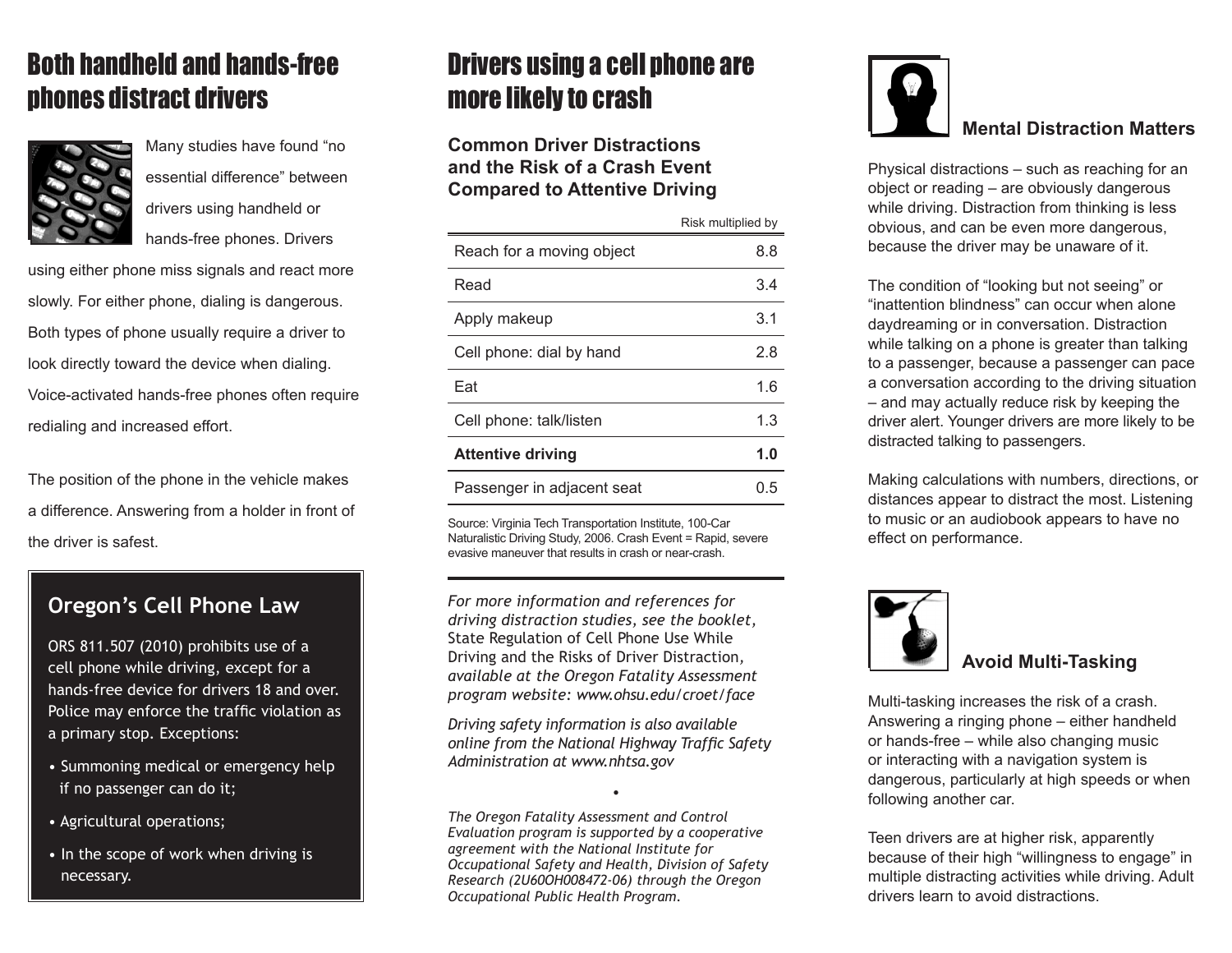## Both handheld and hands-free phones distract drivers

Many studies have found "no essential difference" between drivers using handheld or hands-free phones. Drivers using either phone miss signals and react more slowly. For either phone, dialing is dangerous. Both types of phone usually require a driver to look directly toward the device when dialing. Voice-activated hands-free phones often require redialing and increased effort.

The position of the phone in the vehicle makes a difference. Answering from a holder in front of the driver is safest.

### Oregon's Cell Phone Law

ORS 811.507 (2010) prohibits use of a cell phone while driving, except for a hands-free device for drivers 18 and over. Police may enforce the traffic violation as a primary stop. Exceptions:

- Summoning medical or emergency help if no passenger can do it;
- Agricultural operations;
- In the scope of work when driving is necessary.

## Drivers using a cell phone are more likely to crash

### Common Driver Distractions and the Risk of a Crash Event Compared to Attentive Driving

| | Risk multiplied by |
|---|---|
| Reach for a moving object | 8.8 |
| Read | 3.4 |
| Apply makeup | 3.1 |
| Cell phone: dial by hand | 2.8 |
| Eat | 1.6 |
| Cell phone: talk/listen | 1.3 |
| **Attentive driving** | **1.0** |
| Passenger in adjacent seat | 0.5 |

Source: Virginia Tech Transportation Institute, 100-Car Naturalistic Driving Study, 2006. Crash Event = Rapid, severe evasive maneuver that results in crash or near-crash.

*For more information and references for driving distraction studies, see the booklet,* State Regulation of Cell Phone Use While Driving and the Risks of Driver Distraction, *available at the Oregon Fatality Assessment program website: www.ohsu.edu/croet/face*

*Driving safety information is also available online from the National Highway Traffic Safety Administration at www.nhtsa.gov*

•

*The Oregon Fatality Assessment and Control Evaluation program is supported by a cooperative agreement with the National Institute for Occupational Safety and Health, Division of Safety Research (2U60OH008472-06) through the Oregon Occupational Public Health Program.*

### Mental Distraction Matters

Physical distractions – such as reaching for an object or reading – are obviously dangerous while driving. Distraction from thinking is less obvious, and can be even more dangerous, because the driver may be unaware of it.

The condition of "looking but not seeing" or "inattention blindness" can occur when alone daydreaming or in conversation. Distraction while talking on a phone is greater than talking to a passenger, because a passenger can pace a conversation according to the driving situation – and may actually reduce risk by keeping the driver alert. Younger drivers are more likely to be distracted talking to passengers.

Making calculations with numbers, directions, or distances appear to distract the most. Listening to music or an audiobook appears to have no effect on performance.

### Avoid Multi-Tasking

Multi-tasking increases the risk of a crash. Answering a ringing phone – either handheld or hands-free – while also changing music or interacting with a navigation system is dangerous, particularly at high speeds or when following another car.

Teen drivers are at higher risk, apparently because of their high "willingness to engage" in multiple distracting activities while driving. Adult drivers learn to avoid distractions.